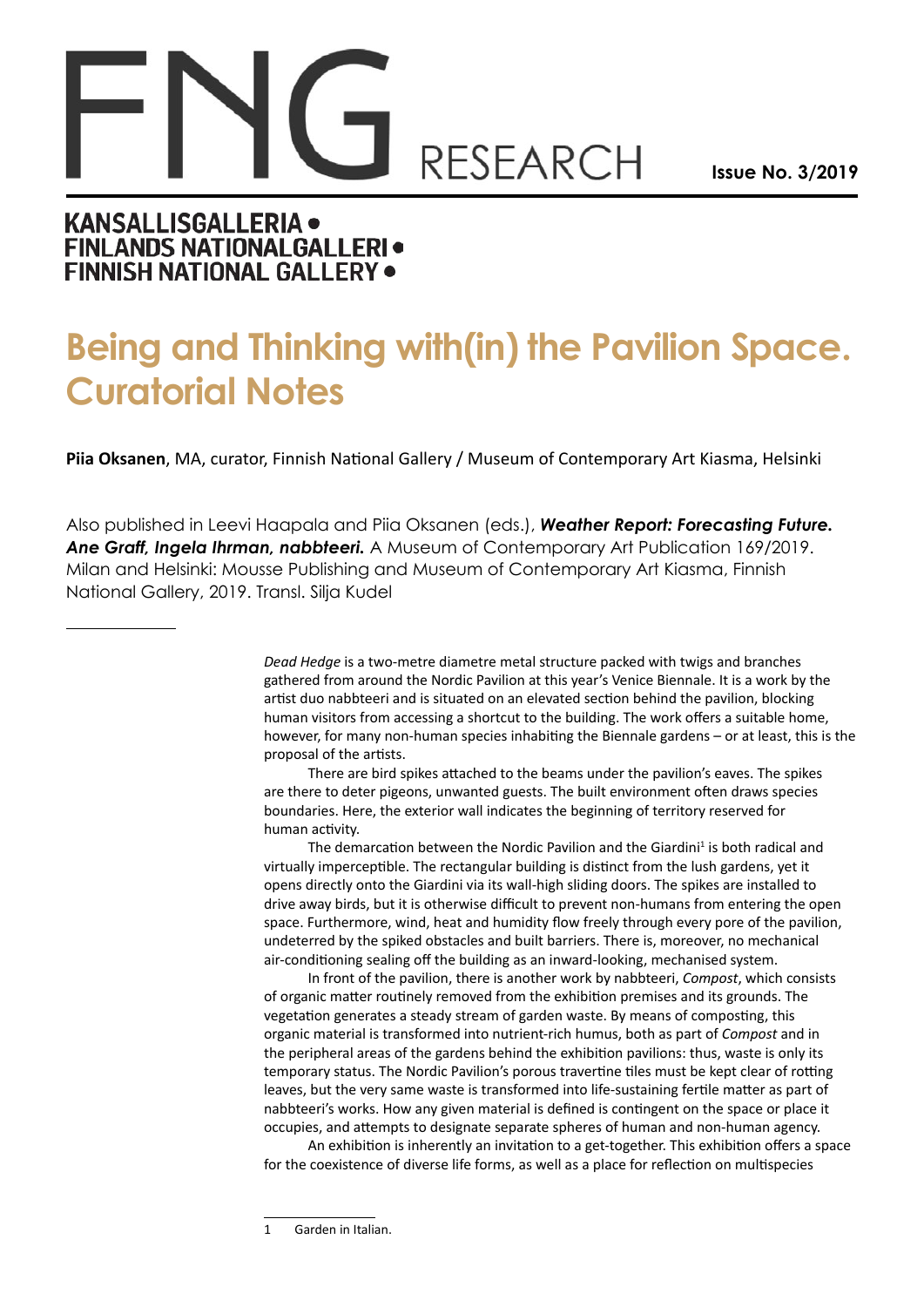# Being and Thinking with(in) the Pavilion Space. Curatorial Notes

**Piia Oksanen**, MA, curator, Finnish National Gallery / Museum of Contemporary Art Kiasma, Helsinki

Also published in Leevi Haapala and Piia Oksanen (eds.), ***Weather Report: Forecasting Future. Ane Graff, Ingela Ihrman, nabbteeri.*** A Museum of Contemporary Art Publication 169/2019. Milan and Helsinki: Mousse Publishing and Museum of Contemporary Art Kiasma, Finnish National Gallery, 2019. Transl. Silja Kudel

---

*Dead Hedge* is a two-metre diametre metal structure packed with twigs and branches gathered from around the Nordic Pavilion at this year's Venice Biennale. It is a work by the artist duo nabbteeri and is situated on an elevated section behind the pavilion, blocking human visitors from accessing a shortcut to the building. The work offers a suitable home, however, for many non-human species inhabiting the Biennale gardens – or at least, this is the proposal of the artists.

There are bird spikes attached to the beams under the pavilion's eaves. The spikes are there to deter pigeons, unwanted guests. The built environment often draws species boundaries. Here, the exterior wall indicates the beginning of territory reserved for human activity.

The demarcation between the Nordic Pavilion and the Giardini[1] is both radical and virtually imperceptible. The rectangular building is distinct from the lush gardens, yet it opens directly onto the Giardini via its wall-high sliding doors. The spikes are installed to drive away birds, but it is otherwise difficult to prevent non-humans from entering the open space. Furthermore, wind, heat and humidity flow freely through every pore of the pavilion, undeterred by the spiked obstacles and built barriers. There is, moreover, no mechanical air-conditioning sealing off the building as an inward-looking, mechanised system.

In front of the pavilion, there is another work by nabbteeri, *Compost*, which consists of organic matter routinely removed from the exhibition premises and its grounds. The vegetation generates a steady stream of garden waste. By means of composting, this organic material is transformed into nutrient-rich humus, both as part of *Compost* and in the peripheral areas of the gardens behind the exhibition pavilions: thus, waste is only its temporary status. The Nordic Pavilion's porous travertine tiles must be kept clear of rotting leaves, but the very same waste is transformed into life-sustaining fertile matter as part of nabbteeri's works. How any given material is defined is contingent on the space or place it occupies, and attempts to designate separate spheres of human and non-human agency.

An exhibition is inherently an invitation to a get-together. This exhibition offers a space for the coexistence of diverse life forms, as well as a place for reflection on multispecies

---

1 Garden in Italian.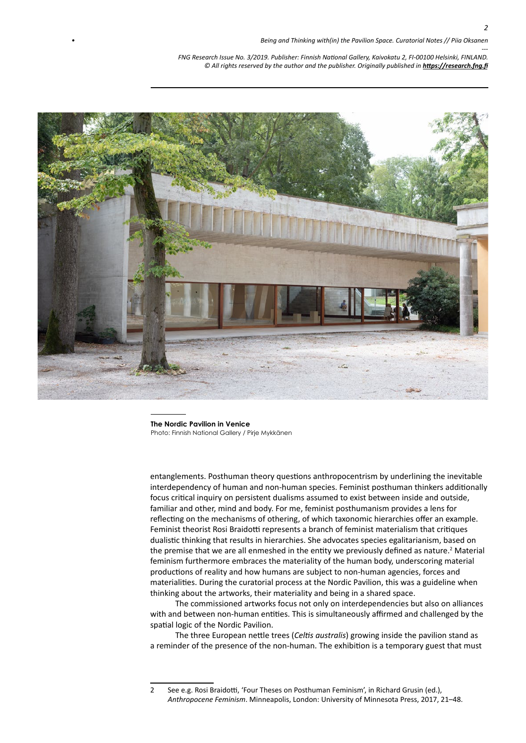**The Nordic Pavilion in Venice**
Photo: Finnish National Gallery / Pirje Mykkänen

entanglements. Posthuman theory questions anthropocentrism by underlining the inevitable interdependency of human and non-human species. Feminist posthuman thinkers additionally focus critical inquiry on persistent dualisms assumed to exist between inside and outside, familiar and other, mind and body. For me, feminist posthumanism provides a lens for reflecting on the mechanisms of othering, of which taxonomic hierarchies offer an example. Feminist theorist Rosi Braidotti represents a branch of feminist materialism that critiques dualistic thinking that results in hierarchies. She advocates species egalitarianism, based on the premise that we are all enmeshed in the entity we previously defined as nature.[2] Material feminism furthermore embraces the materiality of the human body, underscoring material productions of reality and how humans are subject to non-human agencies, forces and materialities. During the curatorial process at the Nordic Pavilion, this was a guideline when thinking about the artworks, their materiality and being in a shared space.

The commissioned artworks focus not only on interdependencies but also on alliances with and between non-human entities. This is simultaneously affirmed and challenged by the spatial logic of the Nordic Pavilion.

The three European nettle trees (*Celtis australis*) growing inside the pavilion stand as a reminder of the presence of the non-human. The exhibition is a temporary guest that must

---

2 See e.g. Rosi Braidotti, 'Four Theses on Posthuman Feminism', in Richard Grusin (ed.), *Anthropocene Feminism*. Minneapolis, London: University of Minnesota Press, 2017, 21–48.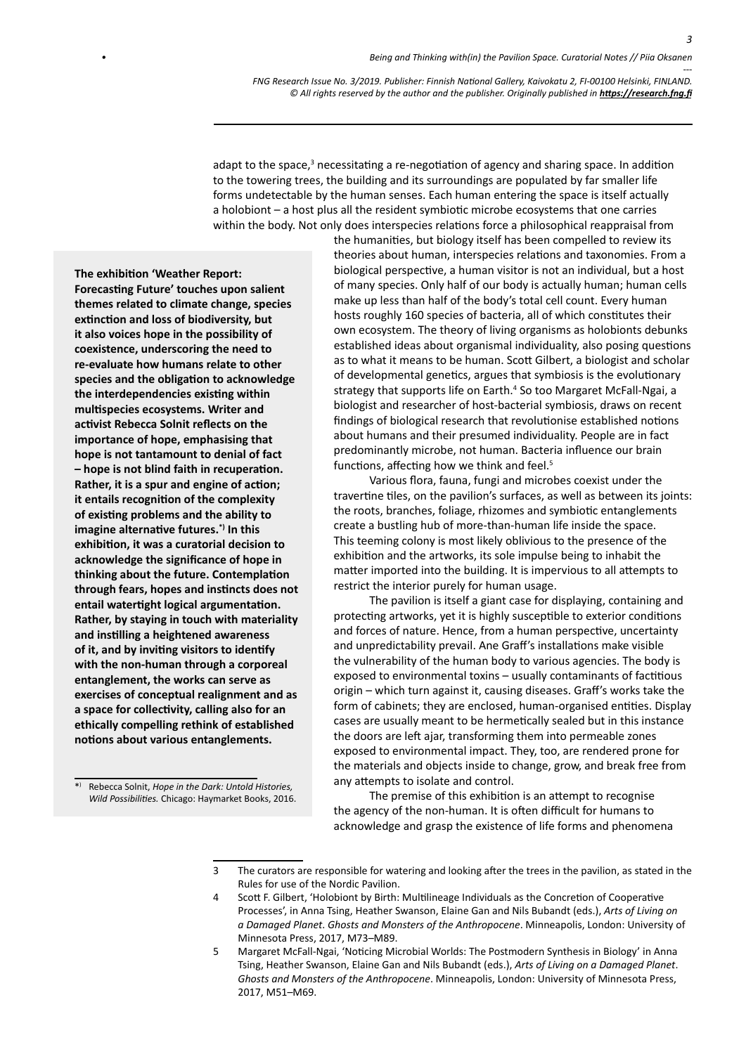adapt to the space,[3] necessitating a re-negotiation of agency and sharing space. In addition to the towering trees, the building and its surroundings are populated by far smaller life forms undetectable by the human senses. Each human entering the space is itself actually a holobiont – a host plus all the resident symbiotic microbe ecosystems that one carries within the body. Not only does interspecies relations force a philosophical reappraisal from the humanities, but biology itself has been compelled to review its theories about human, interspecies relations and taxonomies. From a biological perspective, a human visitor is not an individual, but a host of many species. Only half of our body is actually human; human cells make up less than half of the body's total cell count. Every human hosts roughly 160 species of bacteria, all of which constitutes their own ecosystem. The theory of living organisms as holobionts debunks established ideas about organismal individuality, also posing questions as to what it means to be human. Scott Gilbert, a biologist and scholar of developmental genetics, argues that symbiosis is the evolutionary strategy that supports life on Earth.[4] So too Margaret McFall-Ngai, a biologist and researcher of host-bacterial symbiosis, draws on recent findings of biological research that revolutionise established notions about humans and their presumed individuality. People are in fact predominantly microbe, not human. Bacteria influence our brain functions, affecting how we think and feel.[5]

Various flora, fauna, fungi and microbes coexist under the travertine tiles, on the pavilion's surfaces, as well as between its joints: the roots, branches, foliage, rhizomes and symbiotic entanglements create a bustling hub of more-than-human life inside the space. This teeming colony is most likely oblivious to the presence of the exhibition and the artworks, its sole impulse being to inhabit the matter imported into the building. It is impervious to all attempts to restrict the interior purely for human usage.

The pavilion is itself a giant case for displaying, containing and protecting artworks, yet it is highly susceptible to exterior conditions and forces of nature. Hence, from a human perspective, uncertainty and unpredictability prevail. Ane Graff's installations make visible the vulnerability of the human body to various agencies. The body is exposed to environmental toxins – usually contaminants of factitious origin – which turn against it, causing diseases. Graff's works take the form of cabinets; they are enclosed, human-organised entities. Display cases are usually meant to be hermetically sealed but in this instance the doors are left ajar, transforming them into permeable zones exposed to environmental impact. They, too, are rendered prone for the materials and objects inside to change, grow, and break free from any attempts to isolate and control.

The premise of this exhibition is an attempt to recognise the agency of the non-human. It is often difficult for humans to acknowledge and grasp the existence of life forms and phenomena

**The exhibition 'Weather Report: Forecasting Future' touches upon salient themes related to climate change, species extinction and loss of biodiversity, but it also voices hope in the possibility of coexistence, underscoring the need to re-evaluate how humans relate to other species and the obligation to acknowledge the interdependencies existing within multispecies ecosystems. Writer and activist Rebecca Solnit reflects on the importance of hope, emphasising that hope is not tantamount to denial of fact – hope is not blind faith in recuperation. Rather, it is a spur and engine of action; it entails recognition of the complexity of existing problems and the ability to imagine alternative futures.[*)] In this exhibition, it was a curatorial decision to acknowledge the significance of hope in thinking about the future. Contemplation through fears, hopes and instincts does not entail watertight logical argumentation. Rather, by staying in touch with materiality and instilling a heightened awareness of it, and by inviting visitors to identify with the non-human through a corporeal entanglement, the works can serve as exercises of conceptual realignment and as a space for collectivity, calling also for an ethically compelling rethink of established notions about various entanglements.**

*) Rebecca Solnit, *Hope in the Dark: Untold Histories, Wild Possibilities.* Chicago: Haymarket Books, 2016.

---

3 The curators are responsible for watering and looking after the trees in the pavilion, as stated in the Rules for use of the Nordic Pavilion.

4 Scott F. Gilbert, 'Holobiont by Birth: Multilineage Individuals as the Concretion of Cooperative Processes', in Anna Tsing, Heather Swanson, Elaine Gan and Nils Bubandt (eds.), *Arts of Living on a Damaged Planet. Ghosts and Monsters of the Anthropocene*. Minneapolis, London: University of Minnesota Press, 2017, M73–M89.

5 Margaret McFall-Ngai, 'Noticing Microbial Worlds: The Postmodern Synthesis in Biology' in Anna Tsing, Heather Swanson, Elaine Gan and Nils Bubandt (eds.), *Arts of Living on a Damaged Planet. Ghosts and Monsters of the Anthropocene*. Minneapolis, London: University of Minnesota Press, 2017, M51–M69.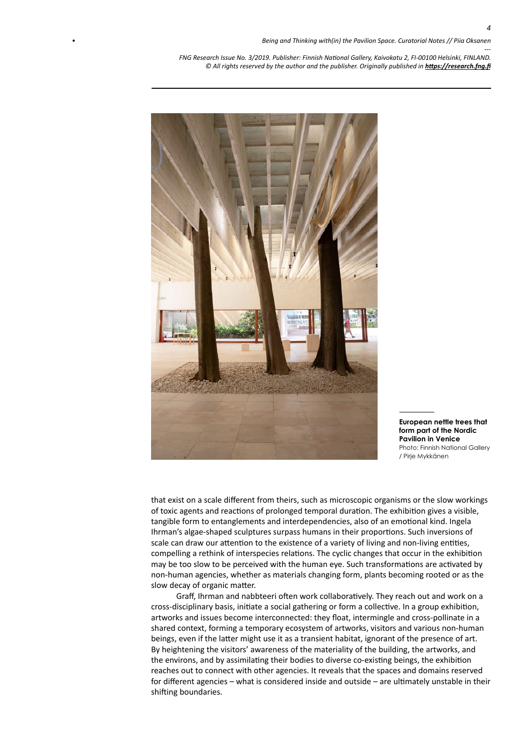**European nettle trees that form part of the Nordic Pavilion in Venice**
Photo: Finnish National Gallery / Pirje Mykkänen

that exist on a scale different from theirs, such as microscopic organisms or the slow workings of toxic agents and reactions of prolonged temporal duration. The exhibition gives a visible, tangible form to entanglements and interdependencies, also of an emotional kind. Ingela Ihrman's algae-shaped sculptures surpass humans in their proportions. Such inversions of scale can draw our attention to the existence of a variety of living and non-living entities, compelling a rethink of interspecies relations. The cyclic changes that occur in the exhibition may be too slow to be perceived with the human eye. Such transformations are activated by non-human agencies, whether as materials changing form, plants becoming rooted or as the slow decay of organic matter.

Graff, Ihrman and nabbteeri often work collaboratively. They reach out and work on a cross-disciplinary basis, initiate a social gathering or form a collective. In a group exhibition, artworks and issues become interconnected: they float, intermingle and cross-pollinate in a shared context, forming a temporary ecosystem of artworks, visitors and various non-human beings, even if the latter might use it as a transient habitat, ignorant of the presence of art. By heightening the visitors' awareness of the materiality of the building, the artworks, and the environs, and by assimilating their bodies to diverse co-existing beings, the exhibition reaches out to connect with other agencies. It reveals that the spaces and domains reserved for different agencies – what is considered inside and outside – are ultimately unstable in their shifting boundaries.